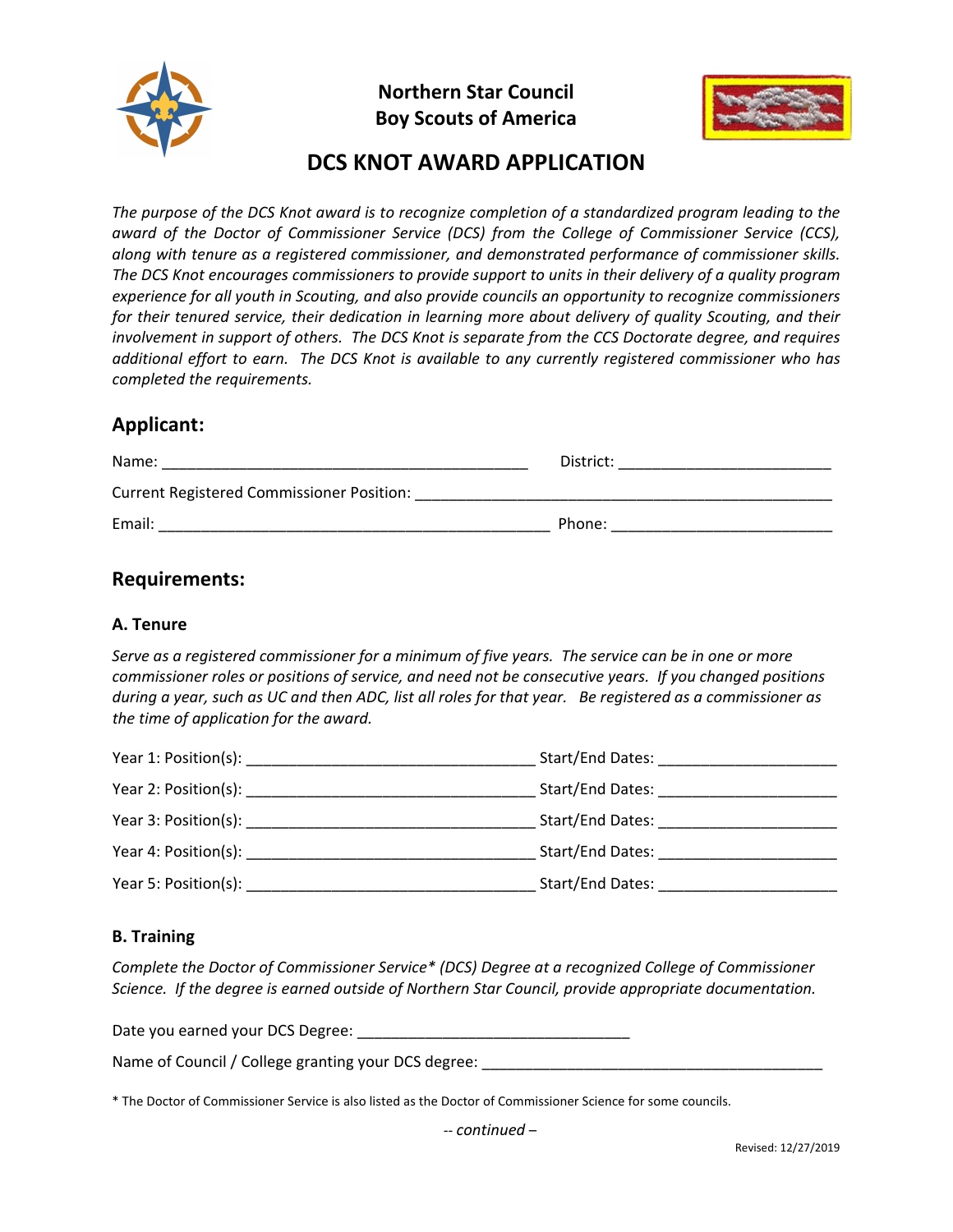**Northern Star Council**
**Boy Scouts of America**

# DCS KNOT AWARD APPLICATION

*The purpose of the DCS Knot award is to recognize completion of a standardized program leading to the award of the Doctor of Commissioner Service (DCS) from the College of Commissioner Service (CCS), along with tenure as a registered commissioner, and demonstrated performance of commissioner skills. The DCS Knot encourages commissioners to provide support to units in their delivery of a quality program experience for all youth in Scouting, and also provide councils an opportunity to recognize commissioners for their tenured service, their dedication in learning more about delivery of quality Scouting, and their involvement in support of others. The DCS Knot is separate from the CCS Doctorate degree, and requires additional effort to earn. The DCS Knot is available to any currently registered commissioner who has completed the requirements.*

## Applicant:

Name: ___________________________________________ District: _________________________

Current Registered Commissioner Position: __________________________________________________

Email: ______________________________________________ Phone: _________________________

## Requirements:

### A. Tenure

*Serve as a registered commissioner for a minimum of five years. The service can be in one or more commissioner roles or positions of service, and need not be consecutive years. If you changed positions during a year, such as UC and then ADC, list all roles for that year. Be registered as a commissioner as the time of application for the award.*

Year 1: Position(s): _________________________________ Start/End Dates: _____________________

Year 2: Position(s): _________________________________ Start/End Dates: _____________________

Year 3: Position(s): _________________________________ Start/End Dates: _____________________

Year 4: Position(s): _________________________________ Start/End Dates: _____________________

Year 5: Position(s): _________________________________ Start/End Dates: _____________________

### B. Training

*Complete the Doctor of Commissioner Service\* (DCS) Degree at a recognized College of Commissioner Science. If the degree is earned outside of Northern Star Council, provide appropriate documentation.*

Date you earned your DCS Degree: ________________________________

Name of Council / College granting your DCS degree: ________________________________________

\* The Doctor of Commissioner Service is also listed as the Doctor of Commissioner Science for some councils.

*-- continued –*

Revised: 12/27/2019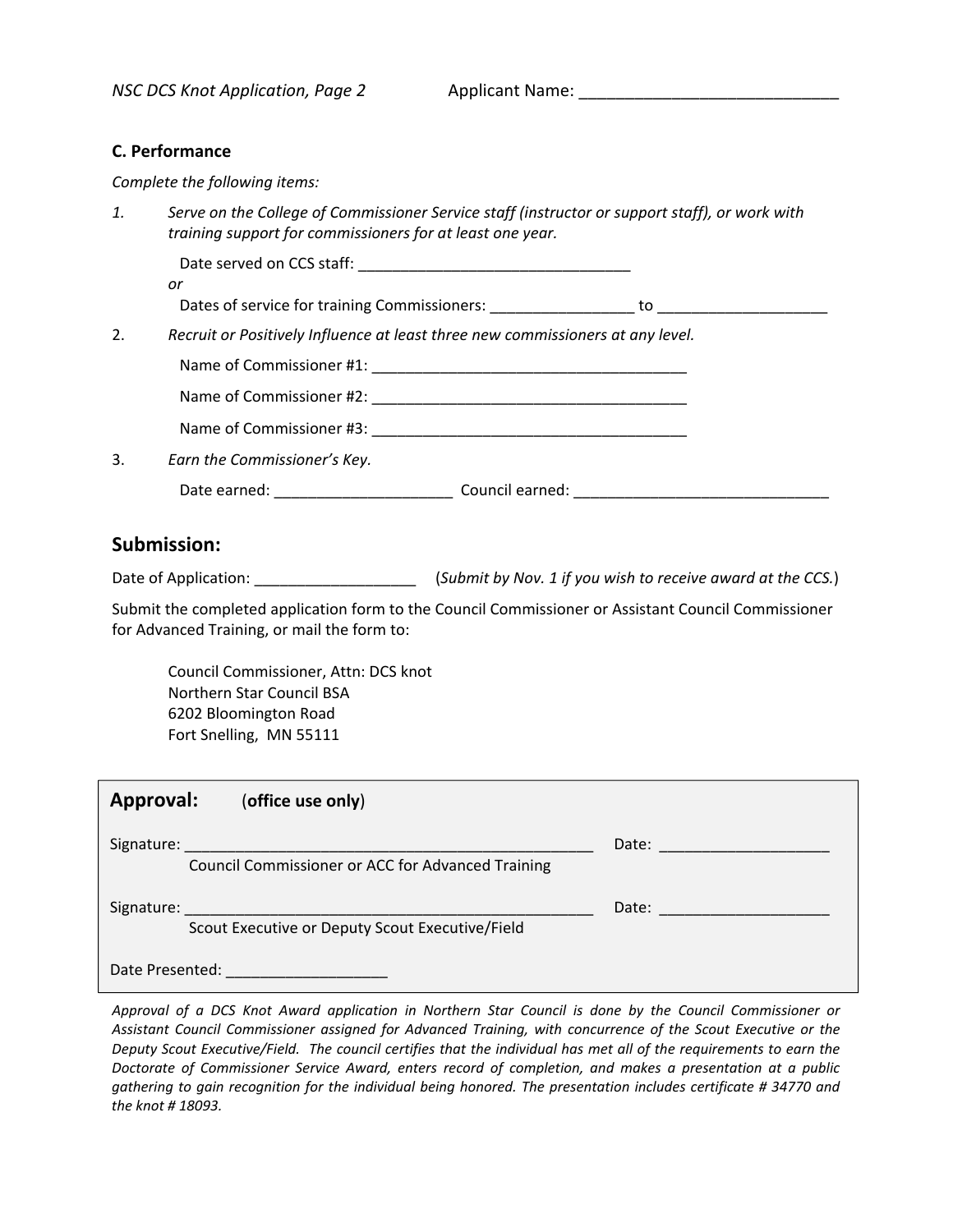Applicant Name: ____________________________

### C. Performance

*Complete the following items:*

1. *Serve on the College of Commissioner Service staff (instructor or support staff), or work with training support for commissioners for at least one year.*

   Date served on CCS staff: ________________________________

   *or*

   Dates of service for training Commissioners: ________________ to ___________________

2. *Recruit or Positively Influence at least three new commissioners at any level.*

   Name of Commissioner #1: _____________________________________

   Name of Commissioner #2: _____________________________________

   Name of Commissioner #3: _____________________________________

3. *Earn the Commissioner's Key.*

   Date earned: ____________________ Council earned: _____________________________

## Submission:

Date of Application: ___________________ (*Submit by Nov. 1 if you wish to receive award at the CCS.*)

Submit the completed application form to the Council Commissioner or Assistant Council Commissioner for Advanced Training, or mail the form to:

Council Commissioner, Attn: DCS knot
Northern Star Council BSA
6202 Bloomington Road
Fort Snelling, MN 55111

## Approval: (**office use only**)

Signature: _______________________________________________ Date: ___________________
Council Commissioner or ACC for Advanced Training

Signature: _______________________________________________ Date: ___________________
Scout Executive or Deputy Scout Executive/Field

Date Presented: ___________________

*Approval of a DCS Knot Award application in Northern Star Council is done by the Council Commissioner or Assistant Council Commissioner assigned for Advanced Training, with concurrence of the Scout Executive or the Deputy Scout Executive/Field. The council certifies that the individual has met all of the requirements to earn the Doctorate of Commissioner Service Award, enters record of completion, and makes a presentation at a public gathering to gain recognition for the individual being honored. The presentation includes certificate # 34770 and the knot # 18093.*